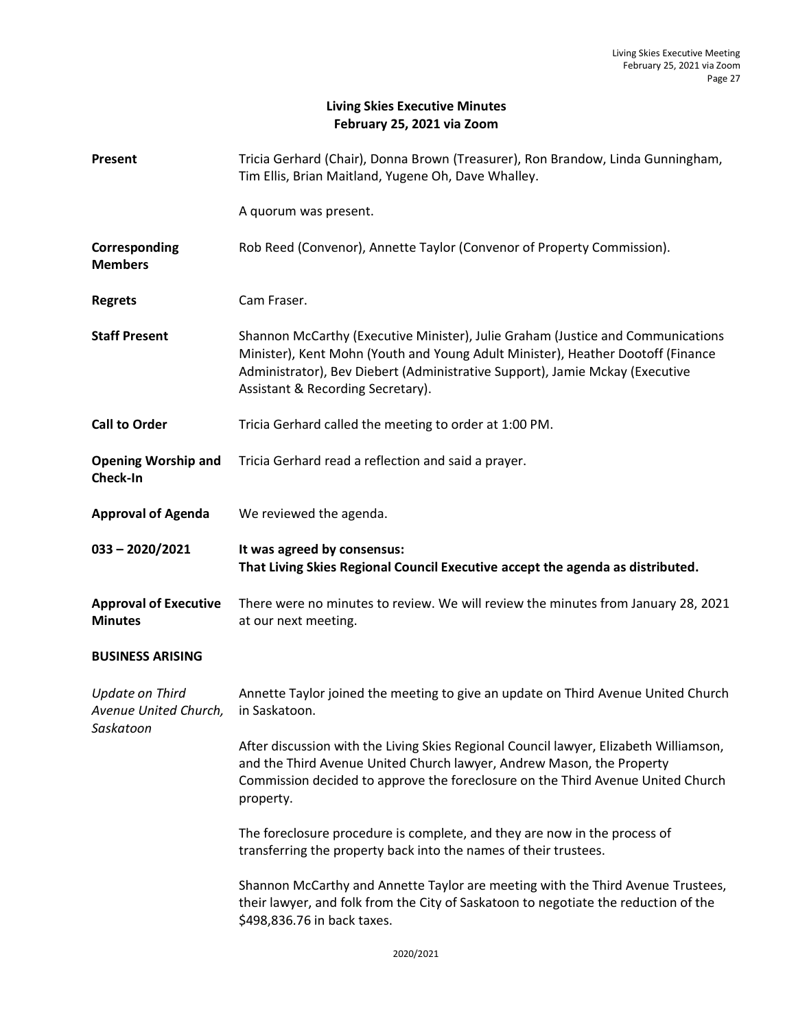# Living Skies Executive Minutes
## February 25, 2021 via Zoom

**Present**

Tricia Gerhard (Chair), Donna Brown (Treasurer), Ron Brandow, Linda Gunningham, Tim Ellis, Brian Maitland, Yugene Oh, Dave Whalley.

A quorum was present.

**Corresponding Members**

Rob Reed (Convenor), Annette Taylor (Convenor of Property Commission).

**Regrets**

Cam Fraser.

**Staff Present**

Shannon McCarthy (Executive Minister), Julie Graham (Justice and Communications Minister), Kent Mohn (Youth and Young Adult Minister), Heather Dootoff (Finance Administrator), Bev Diebert (Administrative Support), Jamie Mckay (Executive Assistant & Recording Secretary).

**Call to Order**

Tricia Gerhard called the meeting to order at 1:00 PM.

**Opening Worship and Check-In**

Tricia Gerhard read a reflection and said a prayer.

**Approval of Agenda**

We reviewed the agenda.

**033 – 2020/2021**

**It was agreed by consensus:**
**That Living Skies Regional Council Executive accept the agenda as distributed.**

**Approval of Executive Minutes**

There were no minutes to review. We will review the minutes from January 28, 2021 at our next meeting.

**BUSINESS ARISING**

*Update on Third Avenue United Church, Saskatoon*

Annette Taylor joined the meeting to give an update on Third Avenue United Church in Saskatoon.

After discussion with the Living Skies Regional Council lawyer, Elizabeth Williamson, and the Third Avenue United Church lawyer, Andrew Mason, the Property Commission decided to approve the foreclosure on the Third Avenue United Church property.

The foreclosure procedure is complete, and they are now in the process of transferring the property back into the names of their trustees.

Shannon McCarthy and Annette Taylor are meeting with the Third Avenue Trustees, their lawyer, and folk from the City of Saskatoon to negotiate the reduction of the $498,836.76 in back taxes.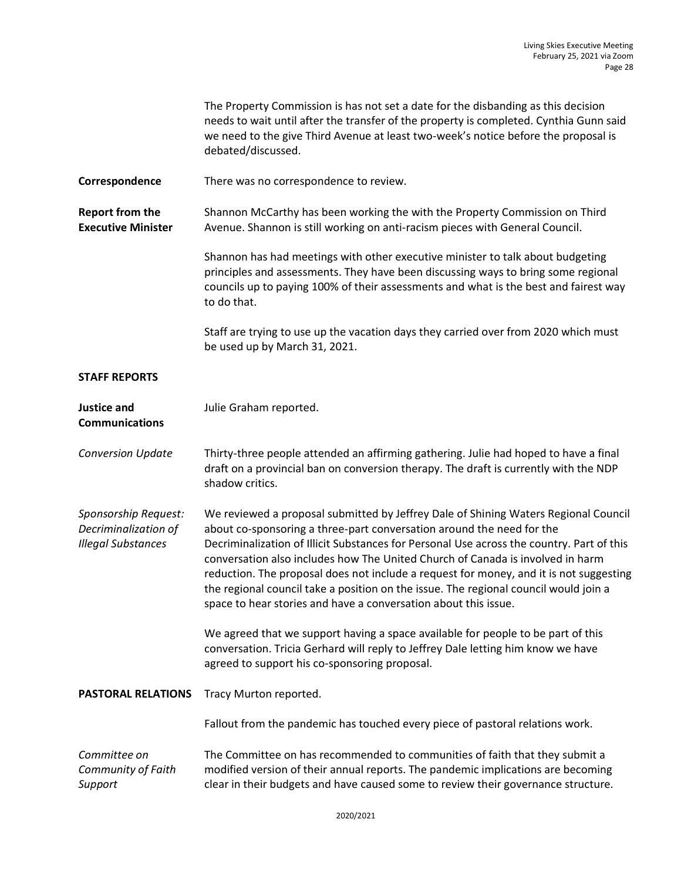The Property Commission is has not set a date for the disbanding as this decision needs to wait until after the transfer of the property is completed. Cynthia Gunn said we need to the give Third Avenue at least two-week's notice before the proposal is debated/discussed.

**Correspondence**

There was no correspondence to review.

**Report from the Executive Minister**

Shannon McCarthy has been working the with the Property Commission on Third Avenue. Shannon is still working on anti-racism pieces with General Council.

Shannon has had meetings with other executive minister to talk about budgeting principles and assessments. They have been discussing ways to bring some regional councils up to paying 100% of their assessments and what is the best and fairest way to do that.

Staff are trying to use up the vacation days they carried over from 2020 which must be used up by March 31, 2021.

**STAFF REPORTS**

**Justice and Communications**

Julie Graham reported.

*Conversion Update*

Thirty-three people attended an affirming gathering. Julie had hoped to have a final draft on a provincial ban on conversion therapy. The draft is currently with the NDP shadow critics.

*Sponsorship Request: Decriminalization of Illegal Substances*

We reviewed a proposal submitted by Jeffrey Dale of Shining Waters Regional Council about co-sponsoring a three-part conversation around the need for the Decriminalization of Illicit Substances for Personal Use across the country. Part of this conversation also includes how The United Church of Canada is involved in harm reduction. The proposal does not include a request for money, and it is not suggesting the regional council take a position on the issue. The regional council would join a space to hear stories and have a conversation about this issue.

We agreed that we support having a space available for people to be part of this conversation. Tricia Gerhard will reply to Jeffrey Dale letting him know we have agreed to support his co-sponsoring proposal.

**PASTORAL RELATIONS**

Tracy Murton reported.

Fallout from the pandemic has touched every piece of pastoral relations work.

*Committee on Community of Faith Support*

The Committee on has recommended to communities of faith that they submit a modified version of their annual reports. The pandemic implications are becoming clear in their budgets and have caused some to review their governance structure.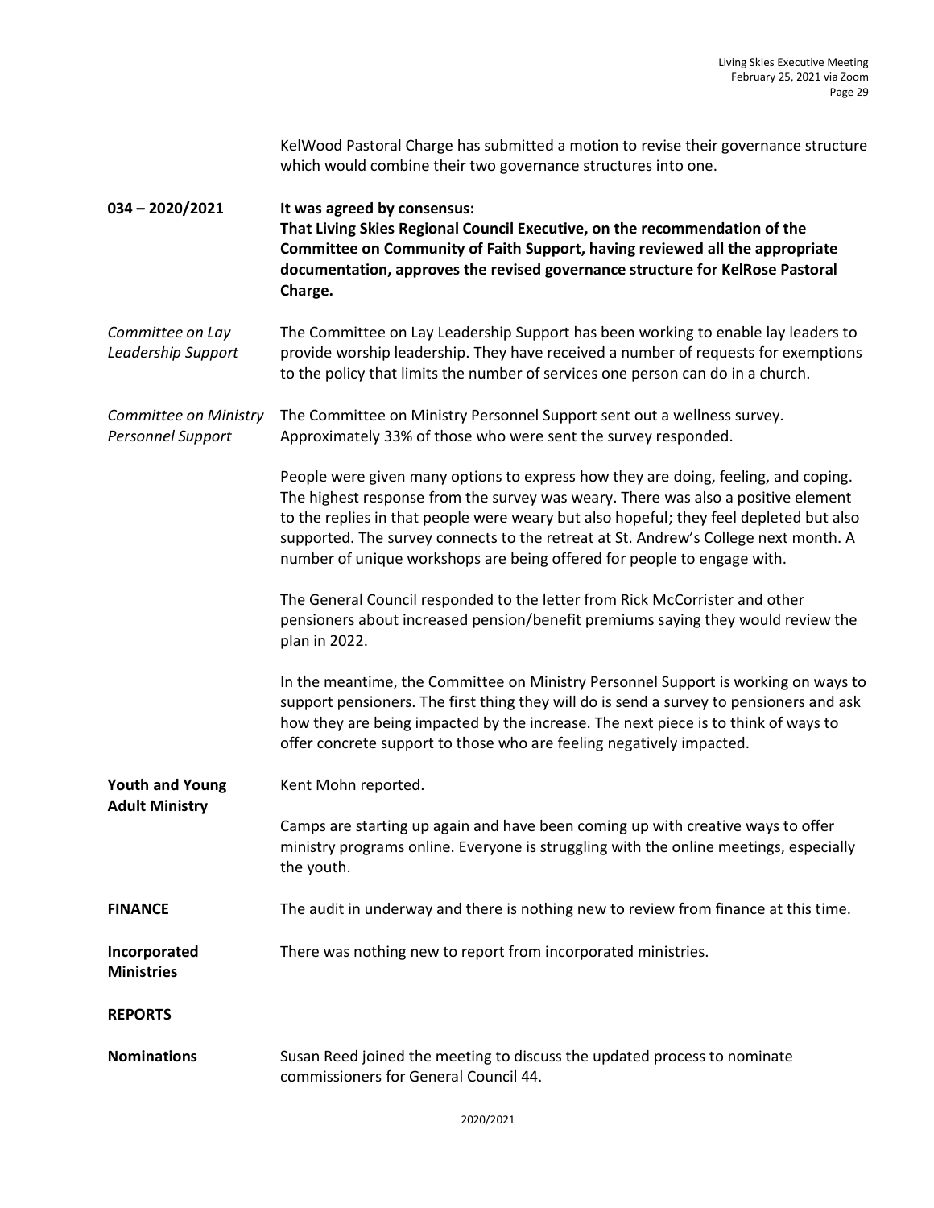KelWood Pastoral Charge has submitted a motion to revise their governance structure which would combine their two governance structures into one.

**034 – 2020/2021** **It was agreed by consensus:**
**That Living Skies Regional Council Executive, on the recommendation of the Committee on Community of Faith Support, having reviewed all the appropriate documentation, approves the revised governance structure for KelRose Pastoral Charge.**

*Committee on Lay Leadership Support*

The Committee on Lay Leadership Support has been working to enable lay leaders to provide worship leadership. They have received a number of requests for exemptions to the policy that limits the number of services one person can do in a church.

*Committee on Ministry Personnel Support*

The Committee on Ministry Personnel Support sent out a wellness survey. Approximately 33% of those who were sent the survey responded.

People were given many options to express how they are doing, feeling, and coping. The highest response from the survey was weary. There was also a positive element to the replies in that people were weary but also hopeful; they feel depleted but also supported. The survey connects to the retreat at St. Andrew's College next month. A number of unique workshops are being offered for people to engage with.

The General Council responded to the letter from Rick McCorrister and other pensioners about increased pension/benefit premiums saying they would review the plan in 2022.

In the meantime, the Committee on Ministry Personnel Support is working on ways to support pensioners. The first thing they will do is send a survey to pensioners and ask how they are being impacted by the increase. The next piece is to think of ways to offer concrete support to those who are feeling negatively impacted.

**Youth and Young Adult Ministry**

Kent Mohn reported.

Camps are starting up again and have been coming up with creative ways to offer ministry programs online. Everyone is struggling with the online meetings, especially the youth.

**FINANCE**

The audit in underway and there is nothing new to review from finance at this time.

**Incorporated Ministries**

There was nothing new to report from incorporated ministries.

**REPORTS**

**Nominations**

Susan Reed joined the meeting to discuss the updated process to nominate commissioners for General Council 44.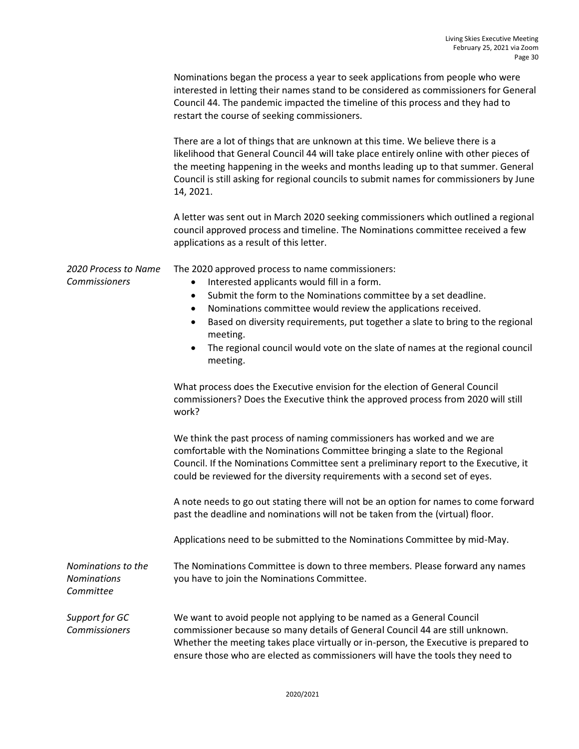Nominations began the process a year to seek applications from people who were interested in letting their names stand to be considered as commissioners for General Council 44. The pandemic impacted the timeline of this process and they had to restart the course of seeking commissioners.

There are a lot of things that are unknown at this time. We believe there is a likelihood that General Council 44 will take place entirely online with other pieces of the meeting happening in the weeks and months leading up to that summer. General Council is still asking for regional councils to submit names for commissioners by June 14, 2021.

A letter was sent out in March 2020 seeking commissioners which outlined a regional council approved process and timeline. The Nominations committee received a few applications as a result of this letter.

*2020 Process to Name Commissioners*

The 2020 approved process to name commissioners:

- Interested applicants would fill in a form.
- Submit the form to the Nominations committee by a set deadline.
- Nominations committee would review the applications received.
- Based on diversity requirements, put together a slate to bring to the regional meeting.
- The regional council would vote on the slate of names at the regional council meeting.

What process does the Executive envision for the election of General Council commissioners? Does the Executive think the approved process from 2020 will still work?

We think the past process of naming commissioners has worked and we are comfortable with the Nominations Committee bringing a slate to the Regional Council. If the Nominations Committee sent a preliminary report to the Executive, it could be reviewed for the diversity requirements with a second set of eyes.

A note needs to go out stating there will not be an option for names to come forward past the deadline and nominations will not be taken from the (virtual) floor.

Applications need to be submitted to the Nominations Committee by mid-May.

*Nominations to the Nominations Committee*

The Nominations Committee is down to three members. Please forward any names you have to join the Nominations Committee.

*Support for GC Commissioners*

We want to avoid people not applying to be named as a General Council commissioner because so many details of General Council 44 are still unknown. Whether the meeting takes place virtually or in-person, the Executive is prepared to ensure those who are elected as commissioners will have the tools they need to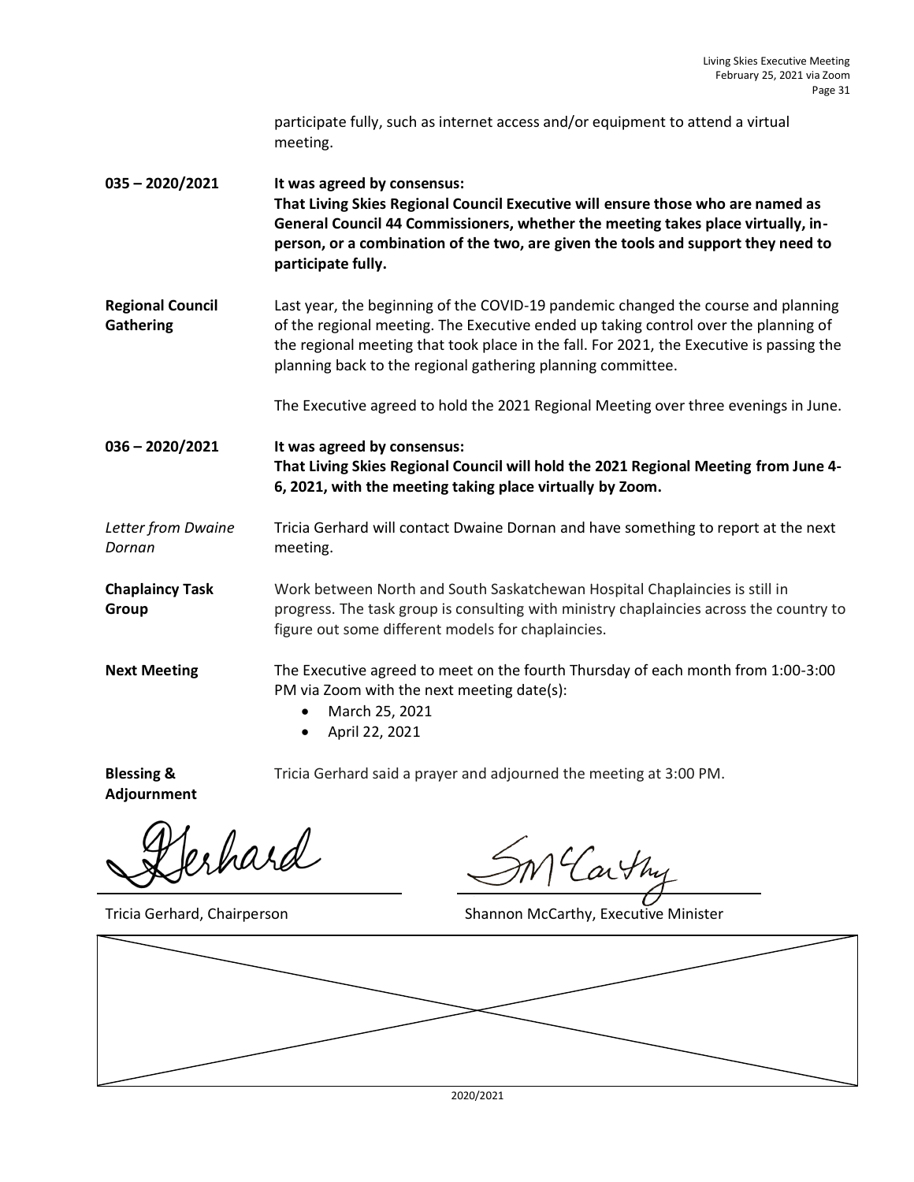participate fully, such as internet access and/or equipment to attend a virtual meeting.

**035 – 2020/2021** **It was agreed by consensus:**
**That Living Skies Regional Council Executive will ensure those who are named as General Council 44 Commissioners, whether the meeting takes place virtually, in-person, or a combination of the two, are given the tools and support they need to participate fully.**

**Regional Council Gathering**

Last year, the beginning of the COVID-19 pandemic changed the course and planning of the regional meeting. The Executive ended up taking control over the planning of the regional meeting that took place in the fall. For 2021, the Executive is passing the planning back to the regional gathering planning committee.

The Executive agreed to hold the 2021 Regional Meeting over three evenings in June.

**036 – 2020/2021** **It was agreed by consensus:**
**That Living Skies Regional Council will hold the 2021 Regional Meeting from June 4-6, 2021, with the meeting taking place virtually by Zoom.**

*Letter from Dwaine Dornan*

Tricia Gerhard will contact Dwaine Dornan and have something to report at the next meeting.

**Chaplaincy Task Group**

Work between North and South Saskatchewan Hospital Chaplaincies is still in progress. The task group is consulting with ministry chaplaincies across the country to figure out some different models for chaplaincies.

**Next Meeting**

The Executive agreed to meet on the fourth Thursday of each month from 1:00-3:00 PM via Zoom with the next meeting date(s):

- March 25, 2021
- April 22, 2021

**Blessing & Adjournment**

Tricia Gerhard said a prayer and adjourned the meeting at 3:00 PM.

Tricia Gerhard, Chairperson

Shannon McCarthy, Executive Minister

2020/2021